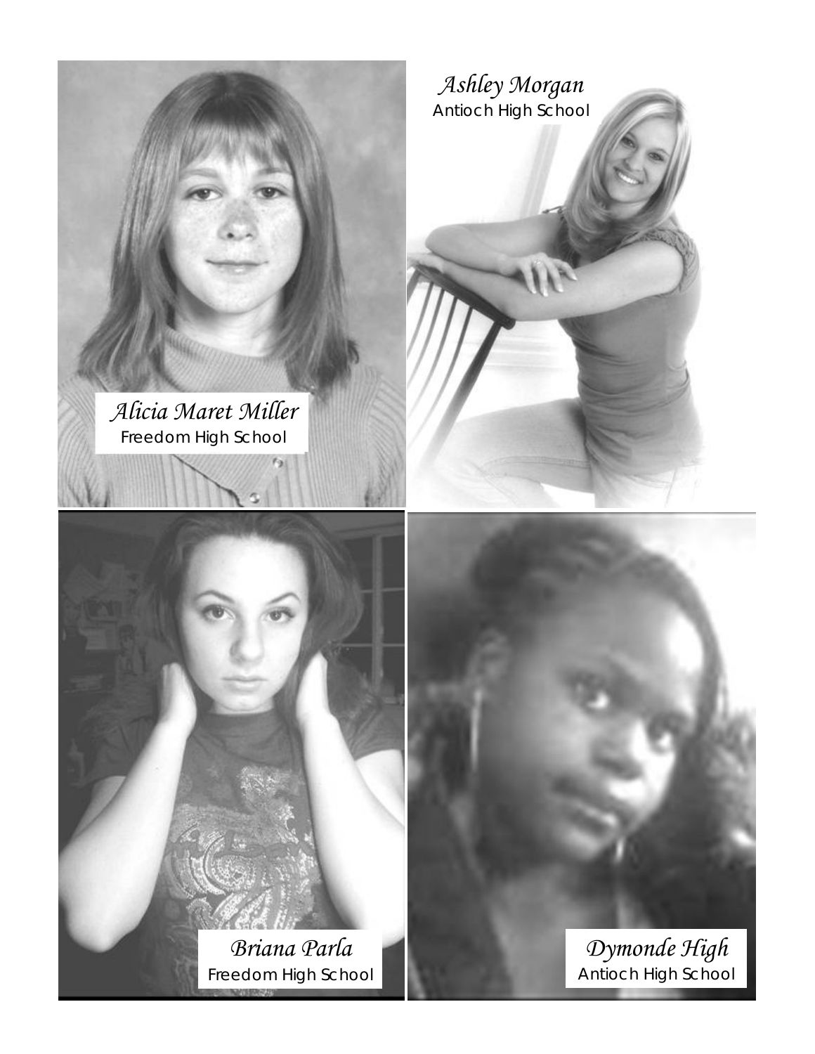*Alicia Maret Miller*
Freedom High School

*Ashley Morgan*
Antioch High School

*Briana Parla*
Freedom High School

*Dymonde High*
Antioch High School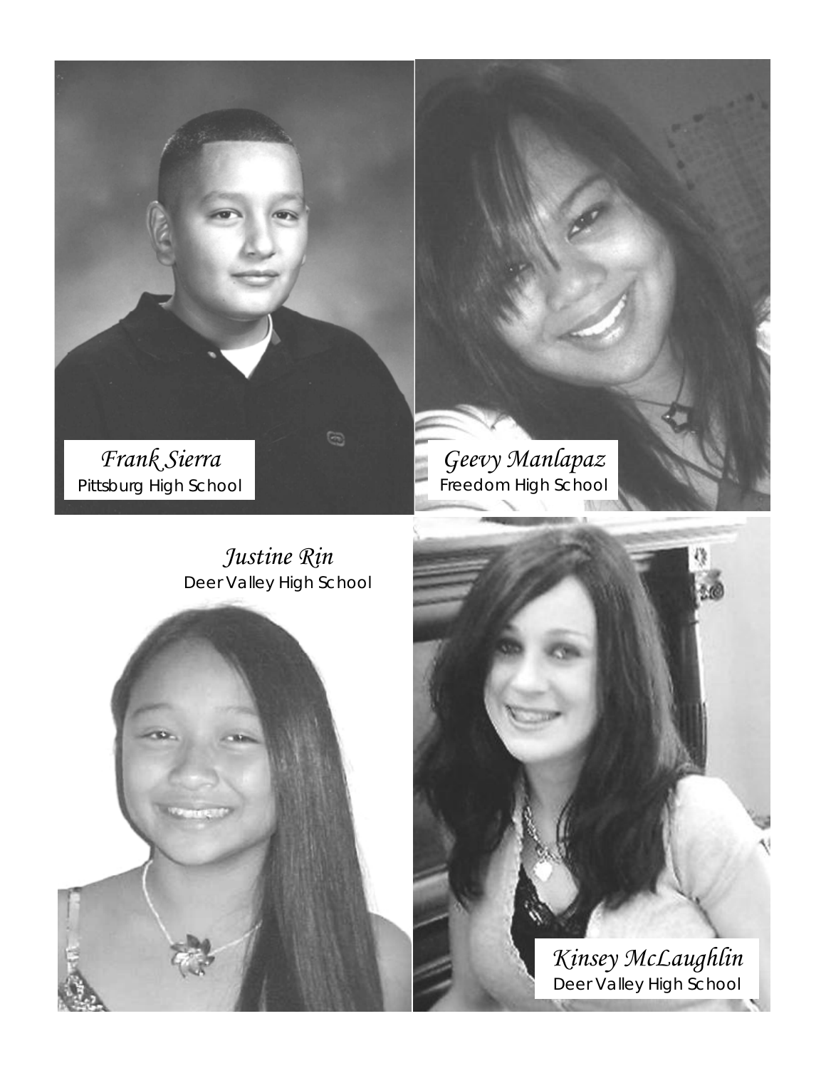*Frank Sierra*
Pittsburg High School

*Geevy Manlapaz*
Freedom High School

*Justine Rin*
Deer Valley High School

*Kinsey McLaughlin*
Deer Valley High School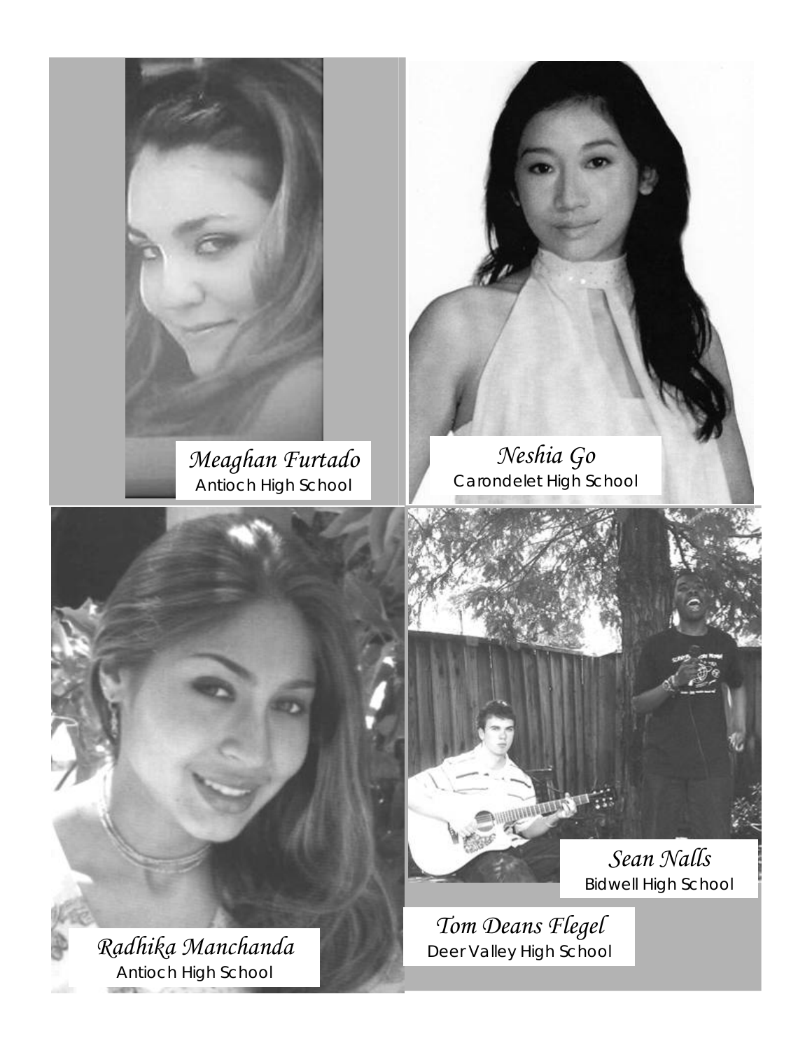*Meaghan Furtado*
Antioch High School

*Neshia Go*
Carondelet High School

*Radhika Manchanda*
Antioch High School

*Sean Nalls*
Bidwell High School

*Tom Deans Flegel*
Deer Valley High School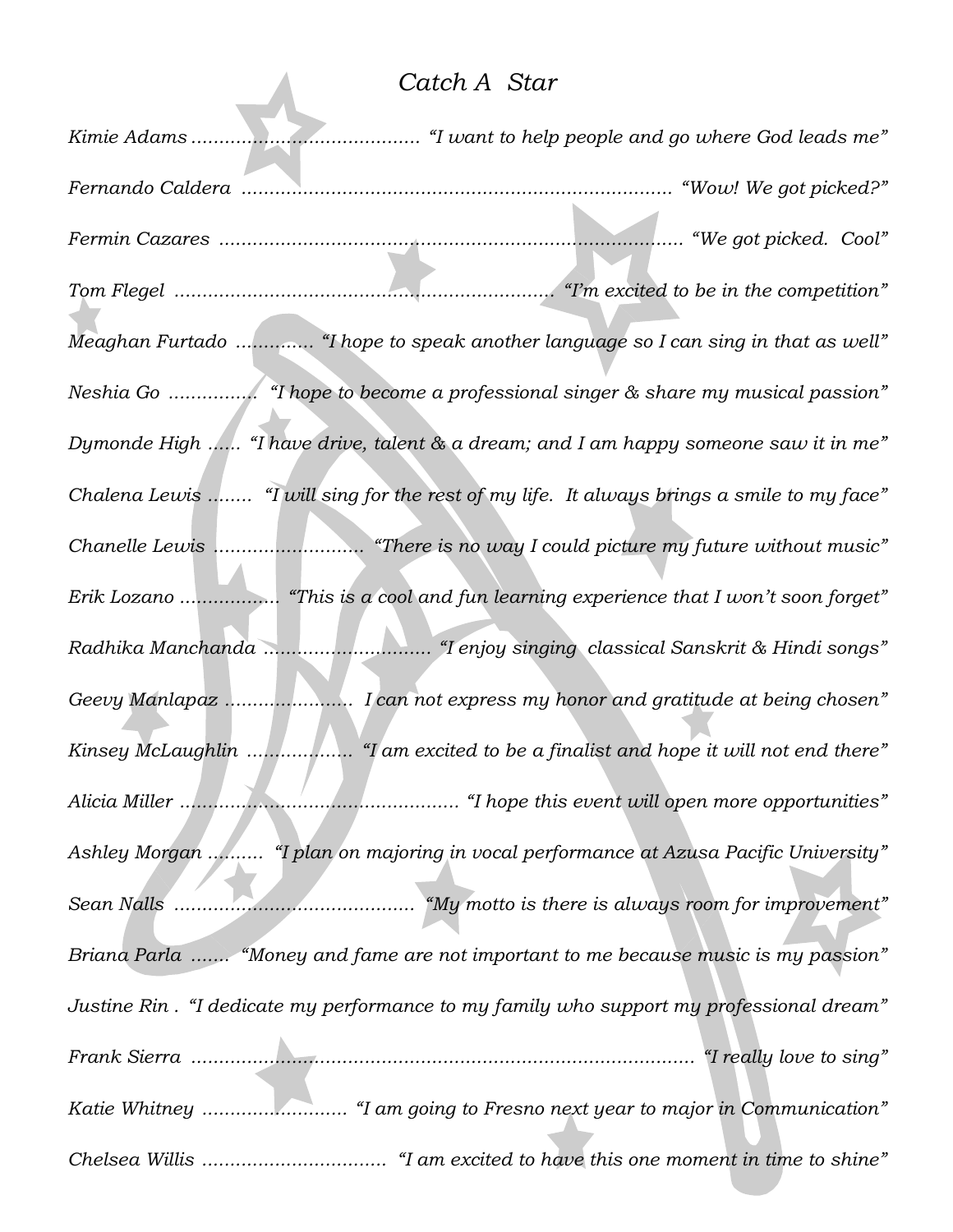# *Catch A Star*

*Kimie Adams ......................................... "I want to help people and go where God leads me"*

*Fernando Caldera ............................................................................ "Wow! We got picked?"*

*Fermin Cazares .................................................................................... "We got picked. Cool"*

*Tom Flegel .................................................................... "I'm excited to be in the competition"*

*Meaghan Furtado ............. "I hope to speak another language so I can sing in that as well"*

*Neshia Go ............... "I hope to become a professional singer & share my musical passion"*

*Dymonde High ...... "I have drive, talent & a dream; and I am happy someone saw it in me"*

*Chalena Lewis ........ "I will sing for the rest of my life. It always brings a smile to my face"*

*Chanelle Lewis .......................... "There is no way I could picture my future without music"*

*Erik Lozano ................. "This is a cool and fun learning experience that I won't soon forget"*

*Radhika Manchanda ............................. "I enjoy singing classical Sanskrit & Hindi songs"*

*Geevy Manlapaz ...................... I can not express my honor and gratitude at being chosen"*

*Kinsey McLaughlin .................. "I am excited to be a finalist and hope it will not end there"*

*Alicia Miller ................................................. "I hope this event will open more opportunities"*

*Ashley Morgan ......... "I plan on majoring in vocal performance at Azusa Pacific University"*

*Sean Nalls .......................................... "My motto is there is always room for improvement"*

*Briana Parla ....... "Money and fame are not important to me because music is my passion"*

*Justine Rin . "I dedicate my performance to my family who support my professional dream"*

*Frank Sierra ........................................................................................... "I really love to sing"*

*Katie Whitney .......................... "I am going to Fresno next year to major in Communication"*

*Chelsea Willis ................................ "I am excited to have this one moment in time to shine"*